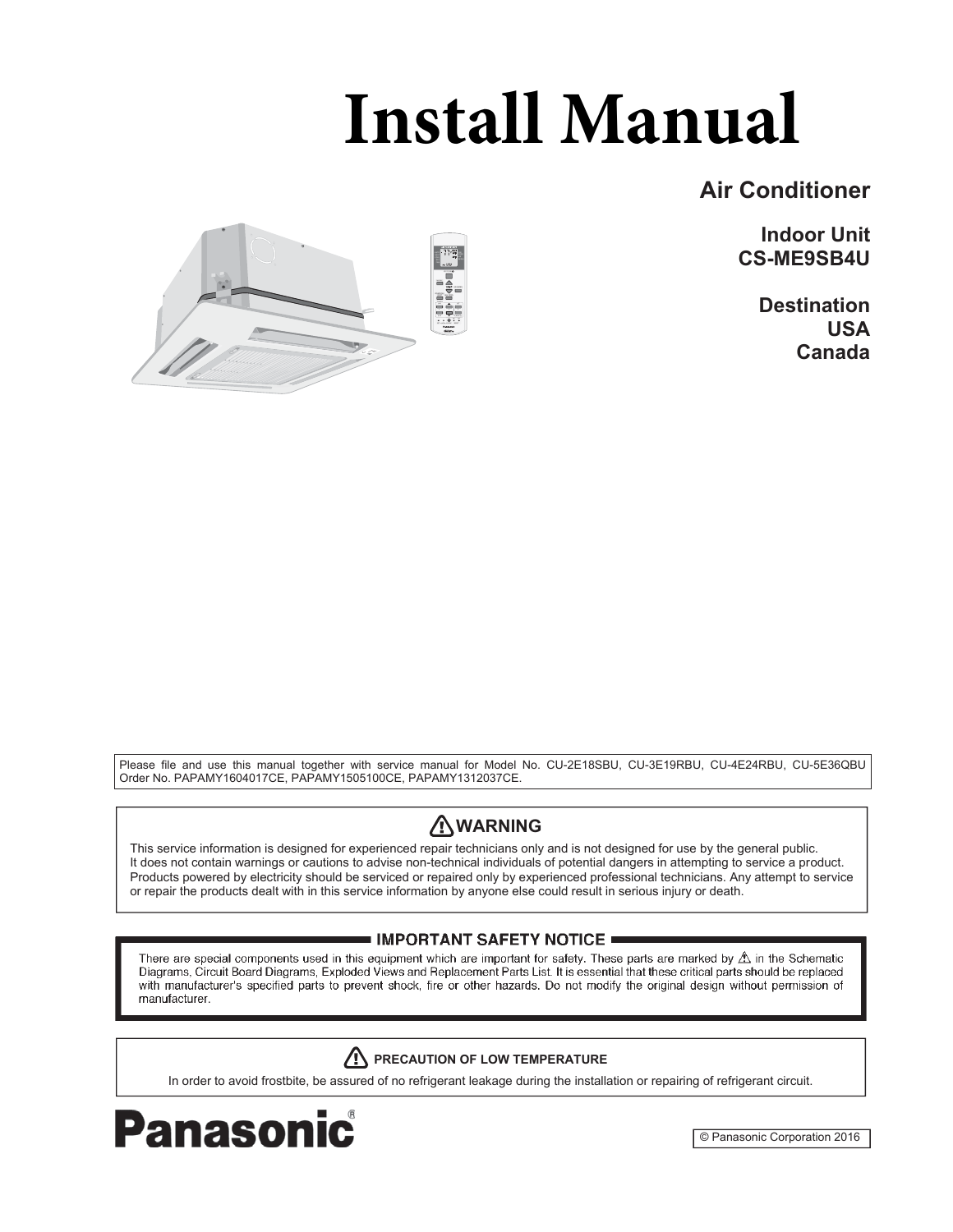# Install Manual

**Air Conditioner**

**Indoor Unit**
**CS-ME9SB4U**

**Destination**
**USA**
**Canada**

Please file and use this manual together with service manual for Model No. CU-2E18SBU, CU-3E19RBU, CU-4E24RBU, CU-5E36QBU Order No. PAPAMY1604017CE, PAPAMY1505100CE, PAPAMY1312037CE.

**⚠ WARNING**

This service information is designed for experienced repair technicians only and is not designed for use by the general public.
It does not contain warnings or cautions to advise non-technical individuals of potential dangers in attempting to service a product.
Products powered by electricity should be serviced or repaired only by experienced professional technicians. Any attempt to service or repair the products dealt with in this service information by anyone else could result in serious injury or death.

**IMPORTANT SAFETY NOTICE**

There are special components used in this equipment which are important for safety. These parts are marked by ⚠ in the Schematic Diagrams, Circuit Board Diagrams, Exploded Views and Replacement Parts List. It is essential that these critical parts should be replaced with manufacturer's specified parts to prevent shock, fire or other hazards. Do not modify the original design without permission of manufacturer.

**⚠ PRECAUTION OF LOW TEMPERATURE**

In order to avoid frostbite, be assured of no refrigerant leakage during the installation or repairing of refrigerant circuit.

**Panasonic**

© Panasonic Corporation 2016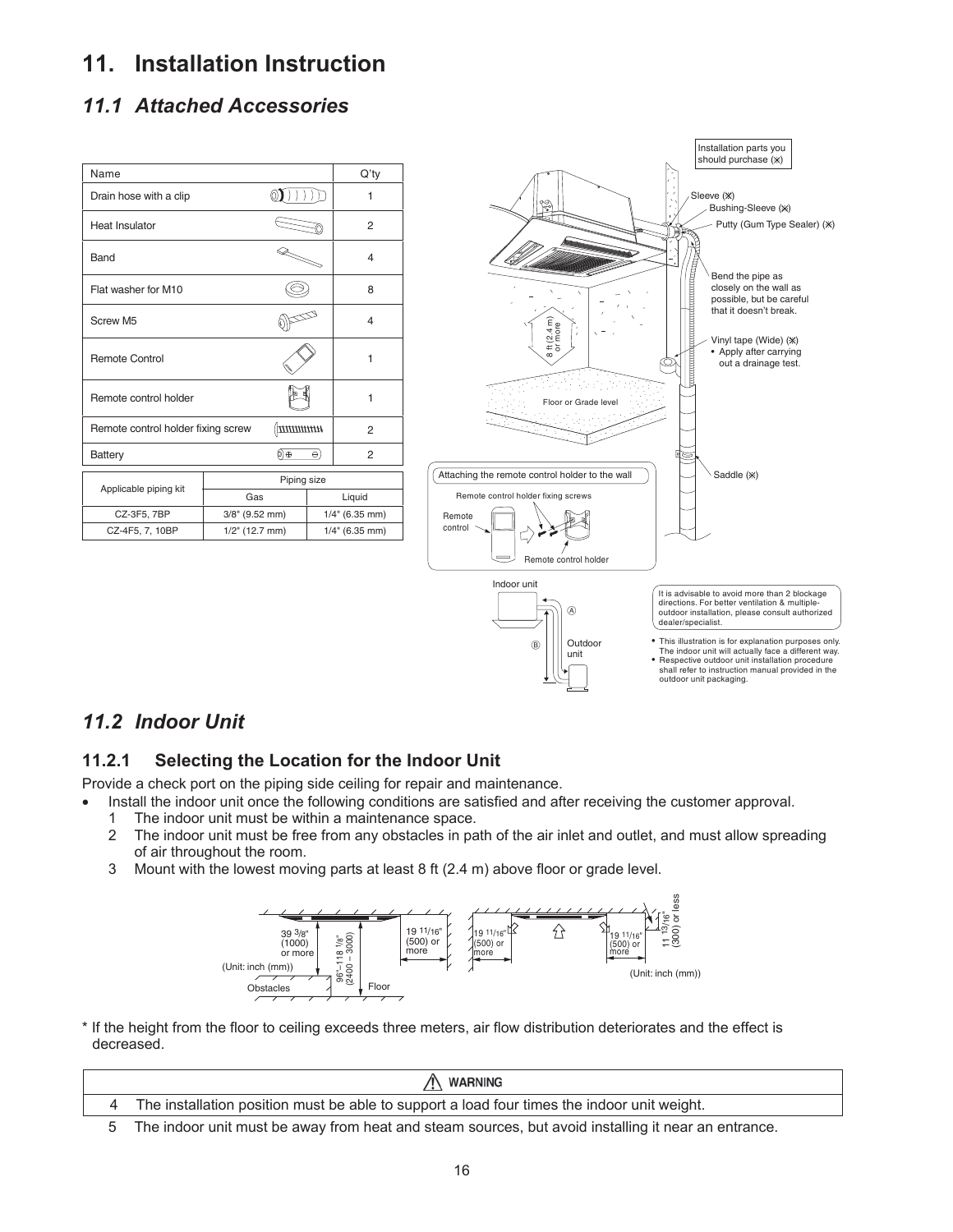# 11. Installation Instruction

## 11.1 Attached Accessories

| Name | Q'ty |
|---|---|
| Drain hose with a clip | 1 |
| Heat Insulator | 2 |
| Band | 4 |
| Flat washer for M10 | 8 |
| Screw M5 | 4 |
| Remote Control | 1 |
| Remote control holder | 1 |
| Remote control holder fixing screw | 2 |
| Battery | 2 |

| Applicable piping kit | Piping size | |
|---|---|---|
| | Gas | Liquid |
| CZ-3F5, 7BP | 3/8" (9.52 mm) | 1/4" (6.35 mm) |
| CZ-4F5, 7, 10BP | 1/2" (12.7 mm) | 1/4" (6.35 mm) |

Installation parts you should purchase (※)

Sleeve (※)

Bushing-Sleeve (※)

Putty (Gum Type Sealer) (※)

Bend the pipe as closely on the wall as possible, but be careful that it doesn't break.

Vinyl tape (Wide) (※)
- Apply after carrying out a drainage test.

8 ft (2.4 m) or more

Floor or Grade level

Saddle (※)

Attaching the remote control holder to the wall

Remote control holder fixing screws

Remote control

Remote control holder

Indoor unit

Outdoor unit

It is advisable to avoid more than 2 blockage directions. For better ventilation & multiple-outdoor installation, please consult authorized dealer/specialist.

- This illustration is for explanation purposes only. The indoor unit will actually face a different way.
- Respective outdoor unit installation procedure shall refer to instruction manual provided in the outdoor unit packaging.

## 11.2 Indoor Unit

### 11.2.1 Selecting the Location for the Indoor Unit

Provide a check port on the piping side ceiling for repair and maintenance.

- Install the indoor unit once the following conditions are satisfied and after receiving the customer approval.
  1. The indoor unit must be within a maintenance space.
  2. The indoor unit must be free from any obstacles in path of the air inlet and outlet, and must allow spreading of air throughout the room.
  3. Mount with the lowest moving parts at least 8 ft (2.4 m) above floor or grade level.

39 3/8" (1000) or more

96"–118 1/8" (2400 – 3000)

19 11/16" (500) or more

(Unit: inch (mm))

Obstacles

Floor

19 11/16" (500) or more

19 11/16" (500) or more

11 13/16" (300) or less

(Unit: inch (mm))

* If the height from the floor to ceiling exceeds three meters, air flow distribution deteriorates and the effect is decreased.

| ⚠ WARNING |
|---|
| 4 The installation position must be able to support a load four times the indoor unit weight. |

5. The indoor unit must be away from heat and steam sources, but avoid installing it near an entrance.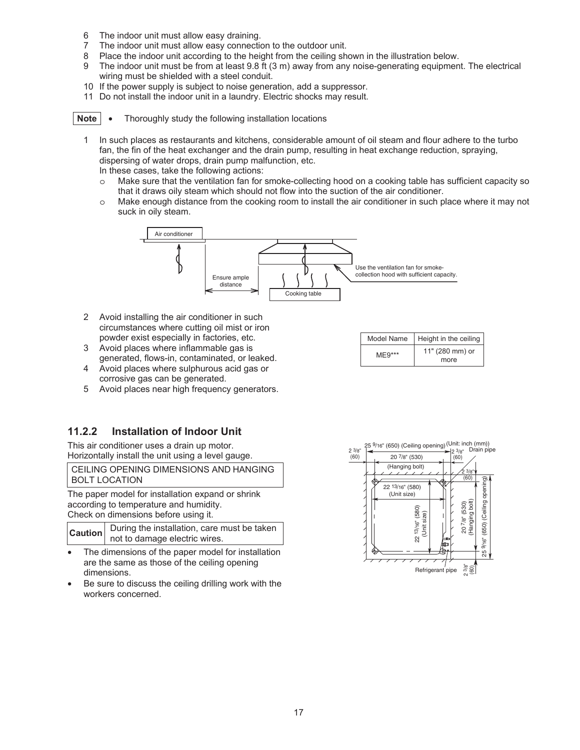6. The indoor unit must allow easy draining.
7. The indoor unit must allow easy connection to the outdoor unit.
8. Place the indoor unit according to the height from the ceiling shown in the illustration below.
9. The indoor unit must be from at least 9.8 ft (3 m) away from any noise-generating equipment. The electrical wiring must be shielded with a steel conduit.
10. If the power supply is subject to noise generation, add a suppressor.
11. Do not install the indoor unit in a laundry. Electric shocks may result.

**Note**
- Thoroughly study the following installation locations

1. In such places as restaurants and kitchens, considerable amount of oil steam and flour adhere to the turbo fan, the fin of the heat exchanger and the drain pump, resulting in heat exchange reduction, spraying, dispersing of water drops, drain pump malfunction, etc.
   In these cases, take the following actions:
   - Make sure that the ventilation fan for smoke-collecting hood on a cooking table has sufficient capacity so that it draws oily steam which should not flow into the suction of the air conditioner.
   - Make enough distance from the cooking room to install the air conditioner in such place where it may not suck in oily steam.

Air conditioner
Ensure ample distance
Cooking table
Use the ventilation fan for smoke-collection hood with sufficient capacity.

2. Avoid installing the air conditioner in such circumstances where cutting oil mist or iron powder exist especially in factories, etc.
3. Avoid places where inflammable gas is generated, flows-in, contaminated, or leaked.
4. Avoid places where sulphurous acid gas or corrosive gas can be generated.
5. Avoid places near high frequency generators.

| Model Name | Height in the ceiling |
|---|---|
| ME9*** | 11" (280 mm) or more |

### 11.2.2 Installation of Indoor Unit

This air conditioner uses a drain up motor.
Horizontally install the unit using a level gauge.

CEILING OPENING DIMENSIONS AND HANGING BOLT LOCATION

The paper model for installation expand or shrink according to temperature and humidity.
Check on dimensions before using it.

**Caution** During the installation, care must be taken not to damage electric wires.

- The dimensions of the paper model for installation are the same as those of the ceiling opening dimensions.
- Be sure to discuss the ceiling drilling work with the workers concerned.

(Unit: inch (mm))
25 9/16" (650) (Ceiling opening)
2 3/8" (60)
20 7/8" (530) (Hanging bolt)
22 13/16" (580) (Unit size)
Drain pipe
Refrigerant pipe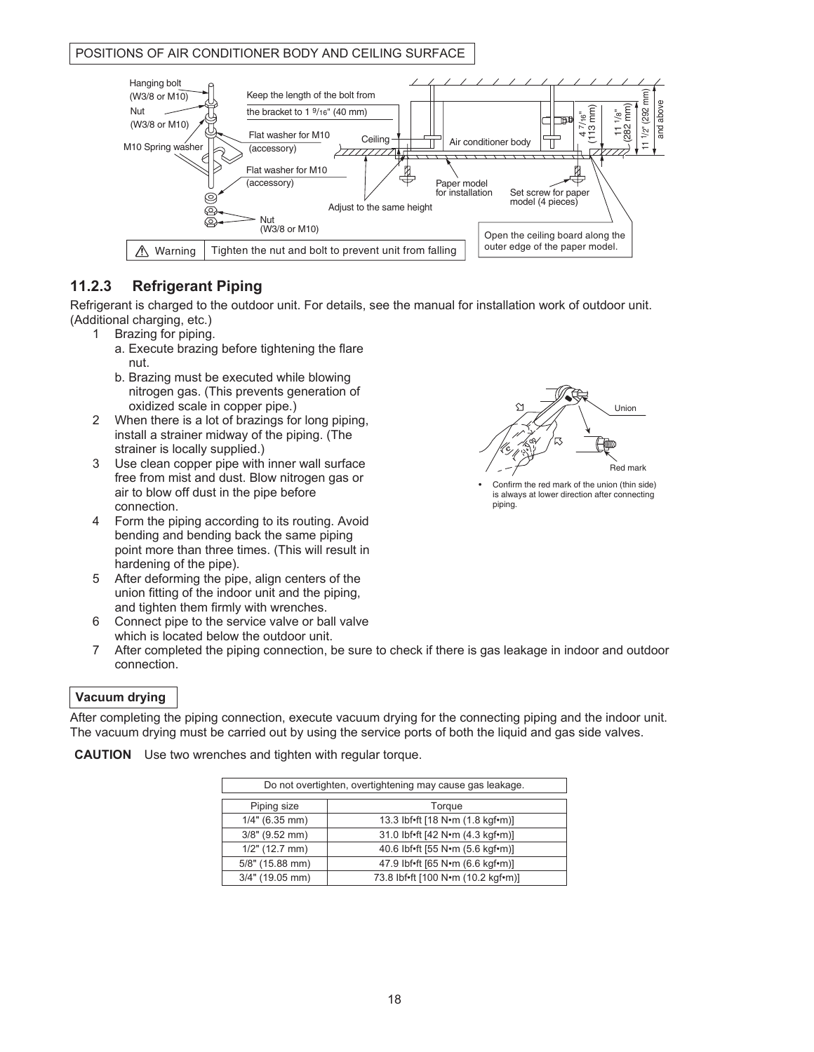POSITIONS OF AIR CONDITIONER BODY AND CEILING SURFACE

Hanging bolt (W3/8 or M10)

Nut (W3/8 or M10)

M10 Spring washer

Keep the length of the bolt from the bracket to 1 9/16" (40 mm)

Flat washer for M10 (accessory)

Flat washer for M10 (accessory)

Nut (W3/8 or M10)

Ceiling

Air conditioner body

Adjust to the same height

Paper model for installation

Set screw for paper model (4 pieces)

4 7/16" (113 mm)

11 1/8" (282 mm)

11 1/2" (292 mm) and above

Open the ceiling board along the outer edge of the paper model.

⚠ Warning | Tighten the nut and bolt to prevent unit from falling

### 11.2.3 Refrigerant Piping

Refrigerant is charged to the outdoor unit. For details, see the manual for installation work of outdoor unit. (Additional charging, etc.)

1. Brazing for piping.
   a. Execute brazing before tightening the flare nut.
   b. Brazing must be executed while blowing nitrogen gas. (This prevents generation of oxidized scale in copper pipe.)
2. When there is a lot of brazings for long piping, install a strainer midway of the piping. (The strainer is locally supplied.)
3. Use clean copper pipe with inner wall surface free from mist and dust. Blow nitrogen gas or air to blow off dust in the pipe before connection.
4. Form the piping according to its routing. Avoid bending and bending back the same piping point more than three times. (This will result in hardening of the pipe).
5. After deforming the pipe, align centers of the union fitting of the indoor unit and the piping, and tighten them firmly with wrenches.
6. Connect pipe to the service valve or ball valve which is located below the outdoor unit.
7. After completed the piping connection, be sure to check if there is gas leakage in indoor and outdoor connection.

Union

Red mark

- Confirm the red mark of the union (thin side) is always at lower direction after connecting piping.

**Vacuum drying**

After completing the piping connection, execute vacuum drying for the connecting piping and the indoor unit. The vacuum drying must be carried out by using the service ports of both the liquid and gas side valves.

**CAUTION** Use two wrenches and tighten with regular torque.

| Do not overtighten, overtightening may cause gas leakage. | |
|---|---|
| Piping size | Torque |
| 1/4" (6.35 mm) | 13.3 lbf•ft [18 N•m (1.8 kgf•m)] |
| 3/8" (9.52 mm) | 31.0 lbf•ft [42 N•m (4.3 kgf•m)] |
| 1/2" (12.7 mm) | 40.6 lbf•ft [55 N•m (5.6 kgf•m)] |
| 5/8" (15.88 mm) | 47.9 lbf•ft [65 N•m (6.6 kgf•m)] |
| 3/4" (19.05 mm) | 73.8 lbf•ft [100 N•m (10.2 kgf•m)] |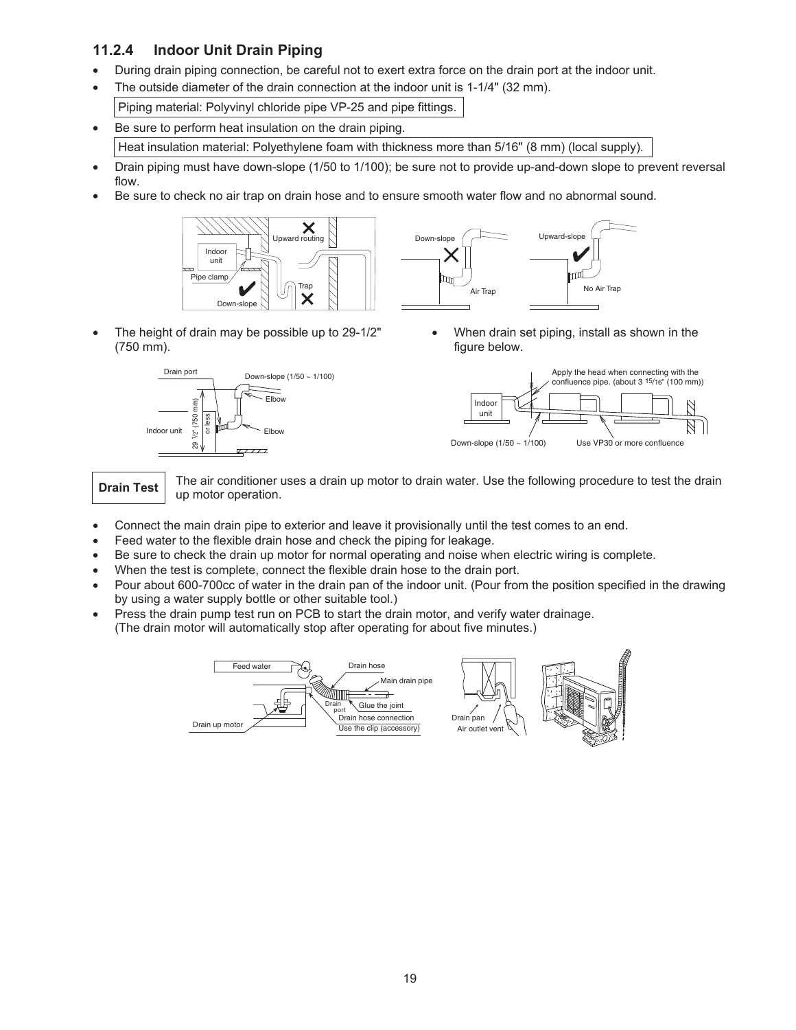### 11.2.4 Indoor Unit Drain Piping

- During drain piping connection, be careful not to exert extra force on the drain port at the indoor unit.
- The outside diameter of the drain connection at the indoor unit is 1-1/4" (32 mm).

  Piping material: Polyvinyl chloride pipe VP-25 and pipe fittings.

- Be sure to perform heat insulation on the drain piping.

  Heat insulation material: Polyethylene foam with thickness more than 5/16" (8 mm) (local supply).

- Drain piping must have down-slope (1/50 to 1/100); be sure not to provide up-and-down slope to prevent reversal flow.
- Be sure to check no air trap on drain hose and to ensure smooth water flow and no abnormal sound.

- The height of drain may be possible up to 29-1/2" (750 mm).
- When drain set piping, install as shown in the figure below.

**Drain Test** The air conditioner uses a drain up motor to drain water. Use the following procedure to test the drain up motor operation.

- Connect the main drain pipe to exterior and leave it provisionally until the test comes to an end.
- Feed water to the flexible drain hose and check the piping for leakage.
- Be sure to check the drain up motor for normal operating and noise when electric wiring is complete.
- When the test is complete, connect the flexible drain hose to the drain port.
- Pour about 600-700cc of water in the drain pan of the indoor unit. (Pour from the position specified in the drawing by using a water supply bottle or other suitable tool.)
- Press the drain pump test run on PCB to start the drain motor, and verify water drainage. (The drain motor will automatically stop after operating for about five minutes.)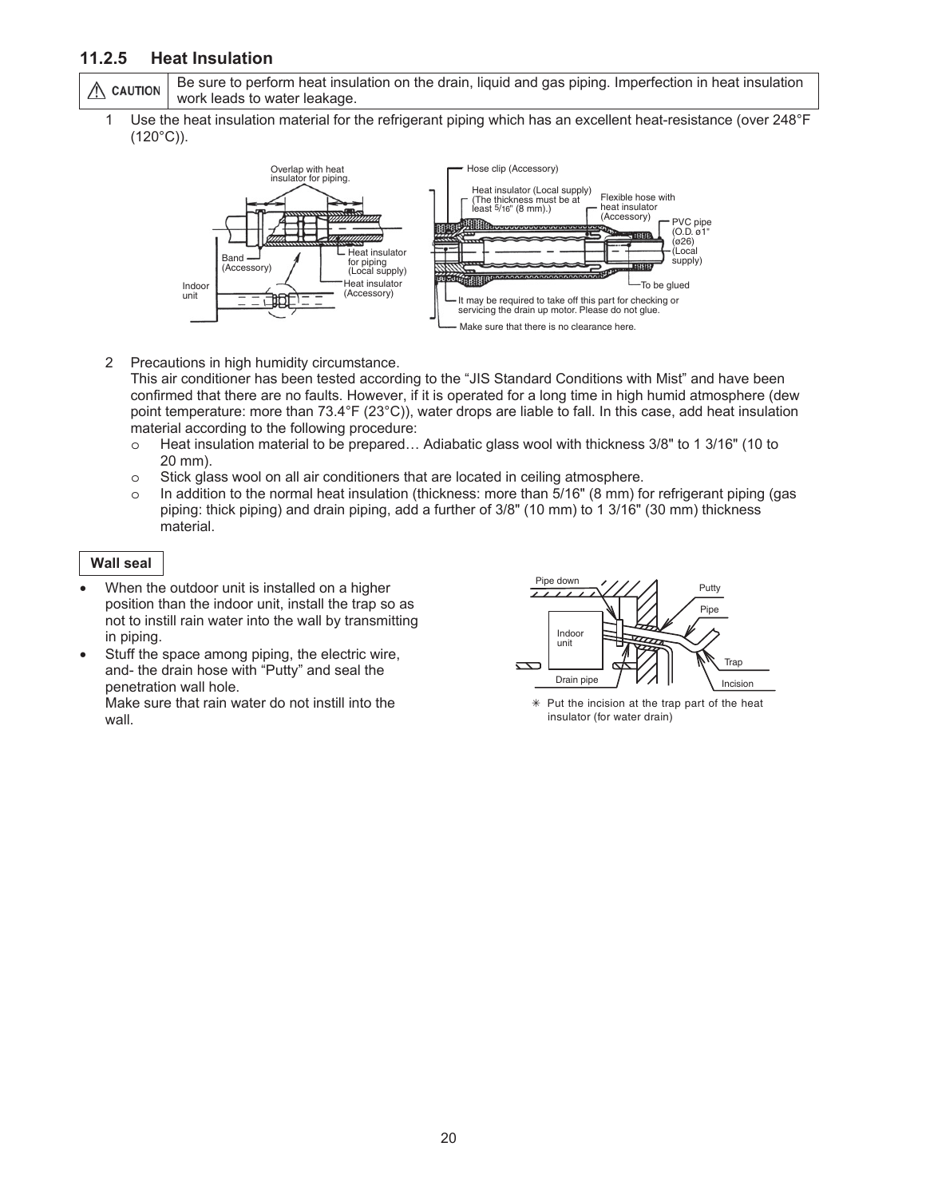### 11.2.5 Heat Insulation

> ⚠ **CAUTION** Be sure to perform heat insulation on the drain, liquid and gas piping. Imperfection in heat insulation work leads to water leakage.

1 Use the heat insulation material for the refrigerant piping which has an excellent heat-resistance (over 248°F (120°C)).

2 Precautions in high humidity circumstance.
This air conditioner has been tested according to the “JIS Standard Conditions with Mist” and have been confirmed that there are no faults. However, if it is operated for a long time in high humid atmosphere (dew point temperature: more than 73.4°F (23°C)), water drops are liable to fall. In this case, add heat insulation material according to the following procedure:
   - Heat insulation material to be prepared… Adiabatic glass wool with thickness 3/8" to 1 3/16" (10 to 20 mm).
   - Stick glass wool on all air conditioners that are located in ceiling atmosphere.
   - In addition to the normal heat insulation (thickness: more than 5/16" (8 mm) for refrigerant piping (gas piping: thick piping) and drain piping, add a further of 3/8" (10 mm) to 1 3/16" (30 mm) thickness material.

**Wall seal**

- When the outdoor unit is installed on a higher position than the indoor unit, install the trap so as not to instill rain water into the wall by transmitting in piping.
- Stuff the space among piping, the electric wire, and- the drain hose with “Putty” and seal the penetration wall hole.
  Make sure that rain water do not instill into the wall.

✳ Put the incision at the trap part of the heat insulator (for water drain)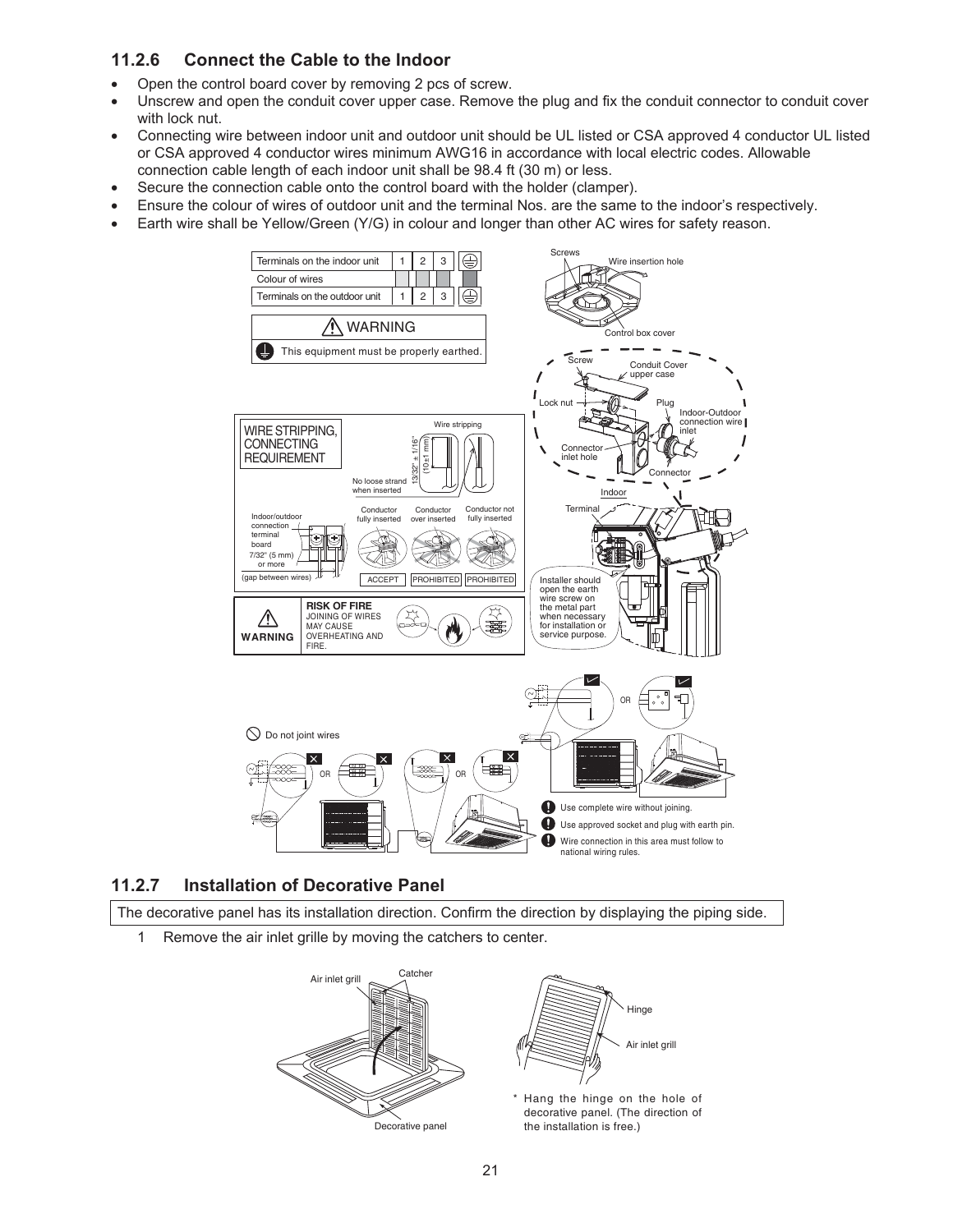### 11.2.6 Connect the Cable to the Indoor

- Open the control board cover by removing 2 pcs of screw.
- Unscrew and open the conduit cover upper case. Remove the plug and fix the conduit connector to conduit cover with lock nut.
- Connecting wire between indoor unit and outdoor unit should be UL listed or CSA approved 4 conductor UL listed or CSA approved 4 conductor wires minimum AWG16 in accordance with local electric codes. Allowable connection cable length of each indoor unit shall be 98.4 ft (30 m) or less.
- Secure the connection cable onto the control board with the holder (clamper).
- Ensure the colour of wires of outdoor unit and the terminal Nos. are the same to the indoor's respectively.
- Earth wire shall be Yellow/Green (Y/G) in colour and longer than other AC wires for safety reason.

| Terminals on the indoor unit | 1 | 2 | 3 | ⏚ |
|---|---|---|---|---|
| Colour of wires | | | | |
| Terminals on the outdoor unit | 1 | 2 | 3 | ⏚ |

**WARNING**

This equipment must be properly earthed.

Screws, Wire insertion hole, Control box cover

Screw, Conduit Cover upper case, Lock nut, Plug, Indoor-Outdoor connection wire inlet, Connector inlet hole, Connector

Indoor, Terminal

Installer should open the earth wire screw on the metal part when necessary for installation or service purpose.

**WIRE STRIPPING, CONNECTING REQUIREMENT**

Wire stripping: 13/32" ± 1/16" (10±1 mm)

No loose strand when inserted

Indoor/outdoor connection terminal board; 7/32" (5 mm) or more (gap between wires)

Conductor fully inserted — ACCEPT; Conductor over inserted — PROHIBITED; Conductor not fully inserted — PROHIBITED

**WARNING** — **RISK OF FIRE** JOINING OF WIRES MAY CAUSE OVERHEATING AND FIRE.

Do not joint wires

- Use complete wire without joining.
- Use approved socket and plug with earth pin.
- Wire connection in this area must follow to national wiring rules.

### 11.2.7 Installation of Decorative Panel

The decorative panel has its installation direction. Confirm the direction by displaying the piping side.

1. Remove the air inlet grille by moving the catchers to center.

Air inlet grill, Catcher, Decorative panel

Hinge, Air inlet grill

\* Hang the hinge on the hole of decorative panel. (The direction of the installation is free.)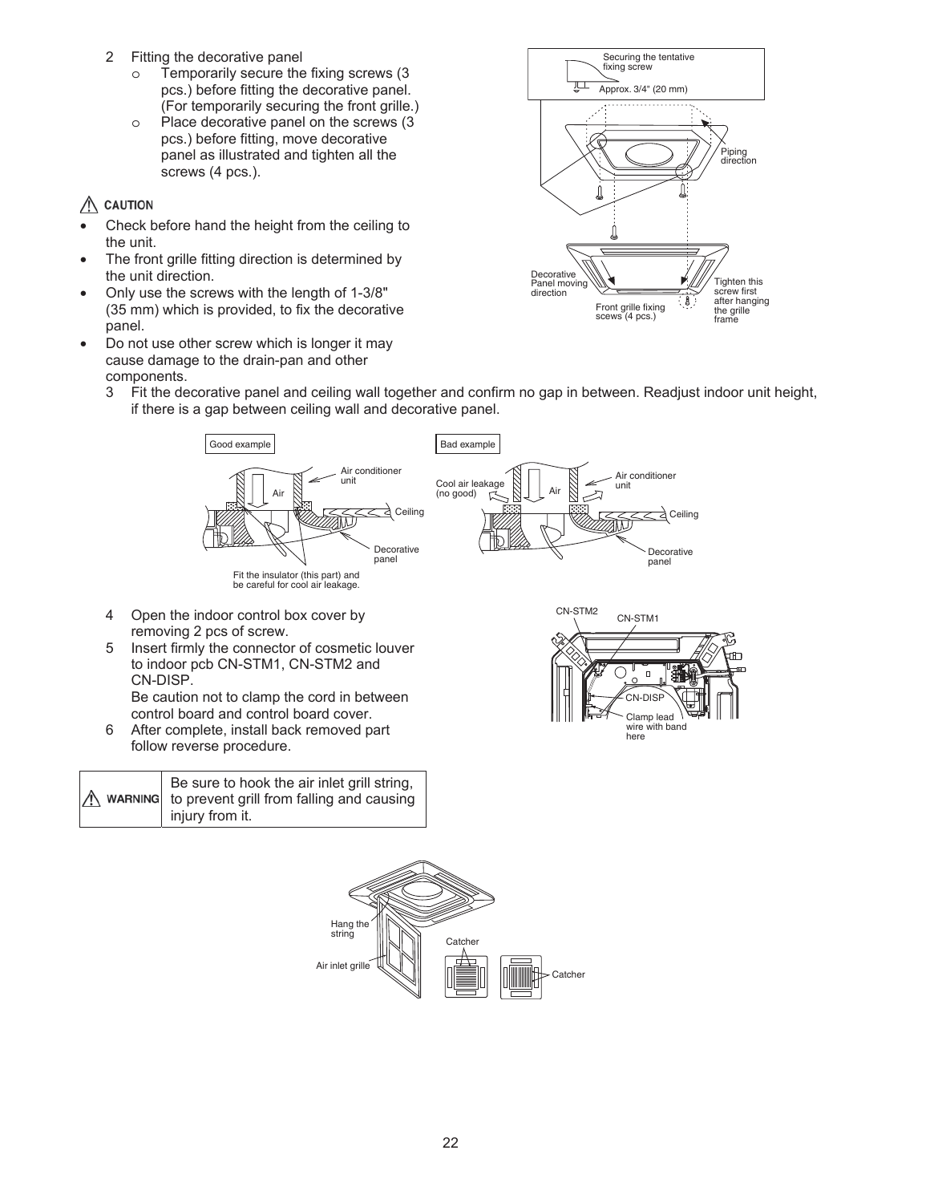2 Fitting the decorative panel
   - Temporarily secure the fixing screws (3 pcs.) before fitting the decorative panel. (For temporarily securing the front grille.)
   - Place decorative panel on the screws (3 pcs.) before fitting, move decorative panel as illustrated and tighten all the screws (4 pcs.).

Securing the tentative fixing screw

Approx. 3/4" (20 mm)

Piping direction

Decorative Panel moving direction

Front grille fixing scews (4 pcs.)

Tighten this screw first after hanging the grille frame

⚠ **CAUTION**

- Check before hand the height from the ceiling to the unit.
- The front grille fitting direction is determined by the unit direction.
- Only use the screws with the length of 1-3/8" (35 mm) which is provided, to fix the decorative panel.
- Do not use other screw which is longer it may cause damage to the drain-pan and other components.

3 Fit the decorative panel and ceiling wall together and confirm no gap in between. Readjust indoor unit height, if there is a gap between ceiling wall and decorative panel.

Good example

Air conditioner unit

Air

Ceiling

Decorative panel

Fit the insulator (this part) and be careful for cool air leakage.

Bad example

Cool air leakage (no good)

Air

Air conditioner unit

Ceiling

Decorative panel

4 Open the indoor control box cover by removing 2 pcs of screw.

5 Insert firmly the connector of cosmetic louver to indoor pcb CN-STM1, CN-STM2 and CN-DISP.
Be caution not to clamp the cord in between control board and control board cover.

6 After complete, install back removed part follow reverse procedure.

CN-STM2

CN-STM1

CN-DISP

Clamp lead wire with band here

| | |
|---|---|
| ⚠ **WARNING** | Be sure to hook the air inlet grill string, to prevent grill from falling and causing injury from it. |

Hang the string

Air inlet grille

Catcher

Catcher